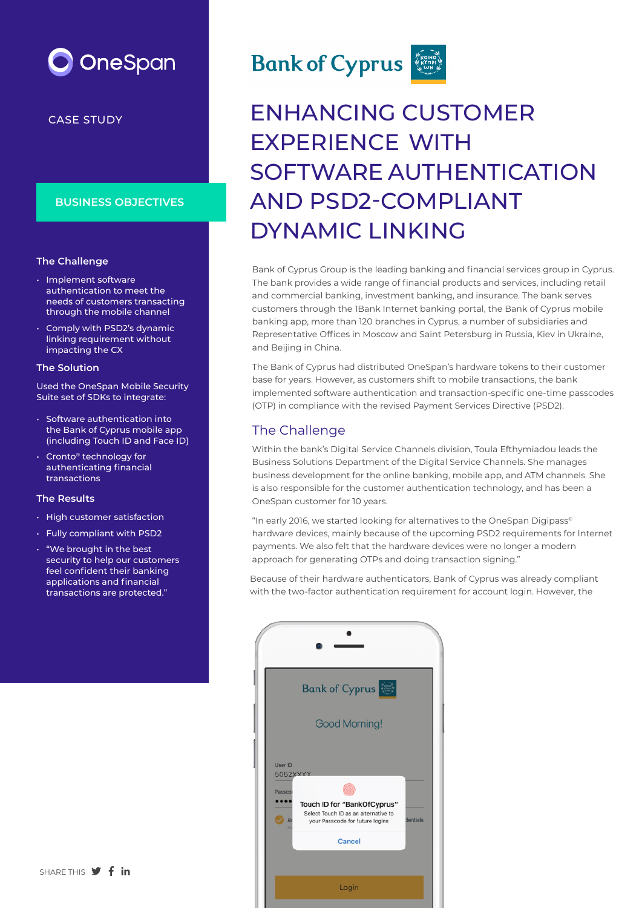OneSpan

CASE STUDY

Bank of Cyprus

# ENHANCING CUSTOMER EXPERIENCE WITH SOFTWARE AUTHENTICATION AND PSD2-COMPLIANT DYNAMIC LINKING

## BUSINESS OBJECTIVES

### The Challenge

- Implement software authentication to meet the needs of customers transacting through the mobile channel
- Comply with PSD2's dynamic linking requirement without impacting the CX

### The Solution

Used the OneSpan Mobile Security Suite set of SDKs to integrate:

- Software authentication into the Bank of Cyprus mobile app (including Touch ID and Face ID)
- Cronto® technology for authenticating financial transactions

### The Results

- High customer satisfaction
- Fully compliant with PSD2
- "We brought in the best security to help our customers feel confident their banking applications and financial transactions are protected."

Bank of Cyprus Group is the leading banking and financial services group in Cyprus. The bank provides a wide range of financial products and services, including retail and commercial banking, investment banking, and insurance. The bank serves customers through the 1Bank Internet banking portal, the Bank of Cyprus mobile banking app, more than 120 branches in Cyprus, a number of subsidiaries and Representative Offices in Moscow and Saint Petersburg in Russia, Kiev in Ukraine, and Beijing in China.

The Bank of Cyprus had distributed OneSpan's hardware tokens to their customer base for years. However, as customers shift to mobile transactions, the bank implemented software authentication and transaction-specific one-time passcodes (OTP) in compliance with the revised Payment Services Directive (PSD2).

## The Challenge

Within the bank's Digital Service Channels division, Toula Efthymiadou leads the Business Solutions Department of the Digital Service Channels. She manages business development for the online banking, mobile app, and ATM channels. She is also responsible for the customer authentication technology, and has been a OneSpan customer for 10 years.

"In early 2016, we started looking for alternatives to the OneSpan Digipass® hardware devices, mainly because of the upcoming PSD2 requirements for Internet payments. We also felt that the hardware devices were no longer a modern approach for generating OTPs and doing transaction signing."

Because of their hardware authenticators, Bank of Cyprus was already compliant with the two-factor authentication requirement for account login. However, the

SHARE THIS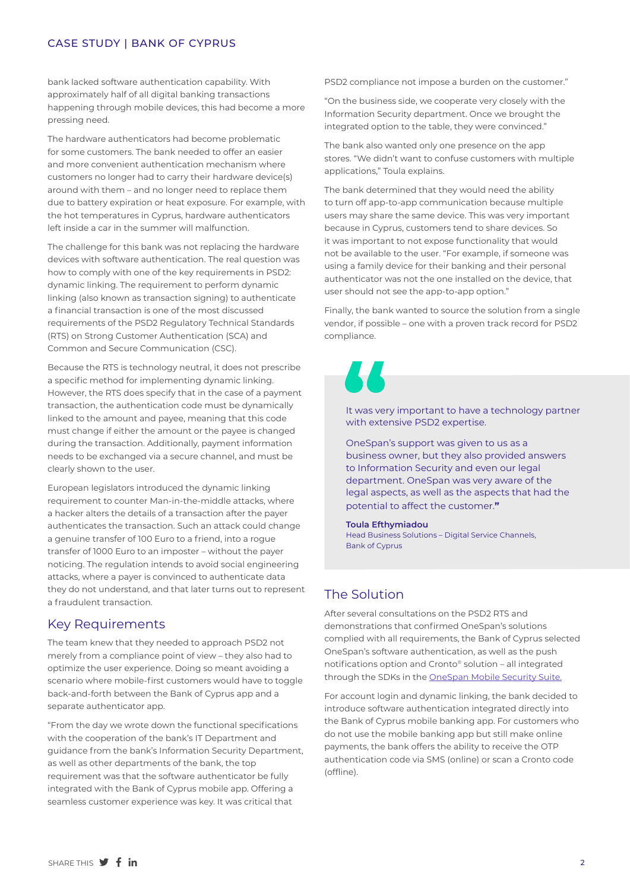bank lacked software authentication capability. With approximately half of all digital banking transactions happening through mobile devices, this had become a more pressing need.

The hardware authenticators had become problematic for some customers. The bank needed to offer an easier and more convenient authentication mechanism where customers no longer had to carry their hardware device(s) around with them – and no longer need to replace them due to battery expiration or heat exposure. For example, with the hot temperatures in Cyprus, hardware authenticators left inside a car in the summer will malfunction.

The challenge for this bank was not replacing the hardware devices with software authentication. The real question was how to comply with one of the key requirements in PSD2: dynamic linking. The requirement to perform dynamic linking (also known as transaction signing) to authenticate a financial transaction is one of the most discussed requirements of the PSD2 Regulatory Technical Standards (RTS) on Strong Customer Authentication (SCA) and Common and Secure Communication (CSC).

Because the RTS is technology neutral, it does not prescribe a specific method for implementing dynamic linking. However, the RTS does specify that in the case of a payment transaction, the authentication code must be dynamically linked to the amount and payee, meaning that this code must change if either the amount or the payee is changed during the transaction. Additionally, payment information needs to be exchanged via a secure channel, and must be clearly shown to the user.

European legislators introduced the dynamic linking requirement to counter Man-in-the-middle attacks, where a hacker alters the details of a transaction after the payer authenticates the transaction. Such an attack could change a genuine transfer of 100 Euro to a friend, into a rogue transfer of 1000 Euro to an imposter – without the payer noticing. The regulation intends to avoid social engineering attacks, where a payer is convinced to authenticate data they do not understand, and that later turns out to represent a fraudulent transaction.

## Key Requirements

The team knew that they needed to approach PSD2 not merely from a compliance point of view – they also had to optimize the user experience. Doing so meant avoiding a scenario where mobile-first customers would have to toggle back-and-forth between the Bank of Cyprus app and a separate authenticator app.

"From the day we wrote down the functional specifications with the cooperation of the bank's IT Department and guidance from the bank's Information Security Department, as well as other departments of the bank, the top requirement was that the software authenticator be fully integrated with the Bank of Cyprus mobile app. Offering a seamless customer experience was key. It was critical that PSD2 compliance not impose a burden on the customer."

"On the business side, we cooperate very closely with the Information Security department. Once we brought the integrated option to the table, they were convinced."

The bank also wanted only one presence on the app stores. "We didn't want to confuse customers with multiple applications," Toula explains.

The bank determined that they would need the ability to turn off app-to-app communication because multiple users may share the same device. This was very important because in Cyprus, customers tend to share devices. So it was important to not expose functionality that would not be available to the user. "For example, if someone was using a family device for their banking and their personal authenticator was not the one installed on the device, that user should not see the app-to-app option."

Finally, the bank wanted to source the solution from a single vendor, if possible – one with a proven track record for PSD2 compliance.

> It was very important to have a technology partner with extensive PSD2 expertise.
>
> OneSpan's support was given to us as a business owner, but they also provided answers to Information Security and even our legal department. OneSpan was very aware of the legal aspects, as well as the aspects that had the potential to affect the customer.”
>
> **Toula Efthymiadou**
> Head Business Solutions – Digital Service Channels, Bank of Cyprus

## The Solution

After several consultations on the PSD2 RTS and demonstrations that confirmed OneSpan's solutions complied with all requirements, the Bank of Cyprus selected OneSpan's software authentication, as well as the push notifications option and Cronto® solution – all integrated through the SDKs in the OneSpan Mobile Security Suite.

For account login and dynamic linking, the bank decided to introduce software authentication integrated directly into the Bank of Cyprus mobile banking app. For customers who do not use the mobile banking app but still make online payments, the bank offers the ability to receive the OTP authentication code via SMS (online) or scan a Cronto code (offline).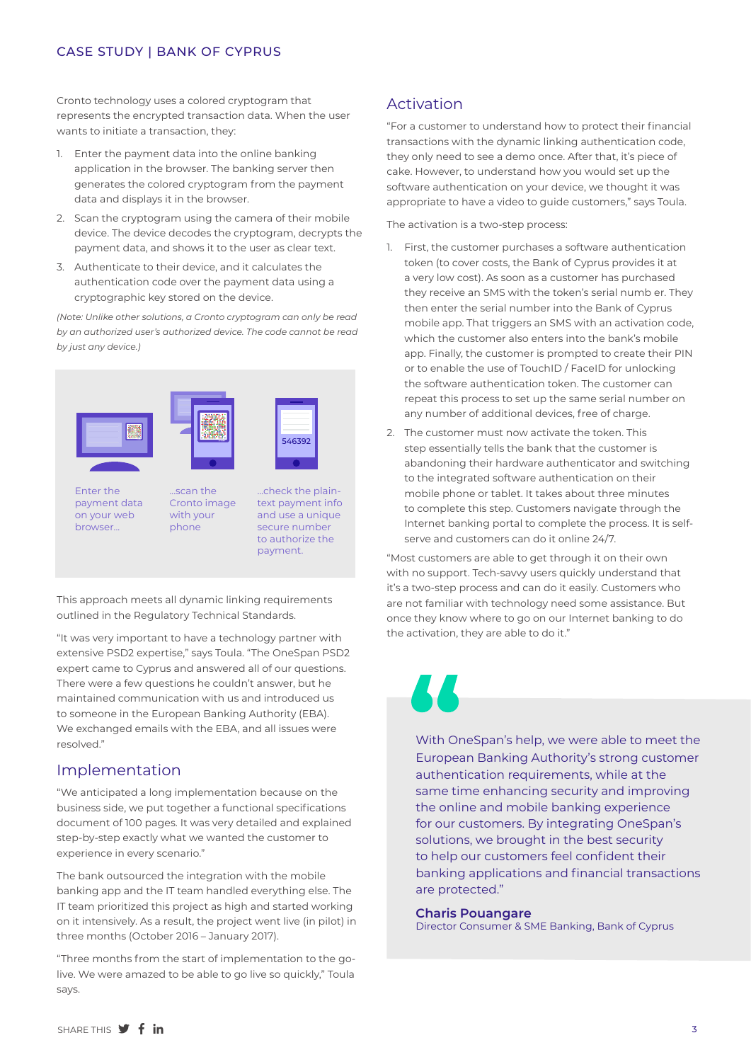Cronto technology uses a colored cryptogram that represents the encrypted transaction data. When the user wants to initiate a transaction, they:

1. Enter the payment data into the online banking application in the browser. The banking server then generates the colored cryptogram from the payment data and displays it in the browser.
2. Scan the cryptogram using the camera of their mobile device. The device decodes the cryptogram, decrypts the payment data, and shows it to the user as clear text.
3. Authenticate to their device, and it calculates the authentication code over the payment data using a cryptographic key stored on the device.

*(Note: Unlike other solutions, a Cronto cryptogram can only be read by an authorized user's authorized device. The code cannot be read by just any device.)*

Enter the payment data on your web browser... ...scan the Cronto image with your phone ...check the plain-text payment info and use a unique secure number to authorize the payment.

This approach meets all dynamic linking requirements outlined in the Regulatory Technical Standards.

"It was very important to have a technology partner with extensive PSD2 expertise," says Toula. "The OneSpan PSD2 expert came to Cyprus and answered all of our questions. There were a few questions he couldn't answer, but he maintained communication with us and introduced us to someone in the European Banking Authority (EBA). We exchanged emails with the EBA, and all issues were resolved."

## Implementation

"We anticipated a long implementation because on the business side, we put together a functional specifications document of 100 pages. It was very detailed and explained step-by-step exactly what we wanted the customer to experience in every scenario."

The bank outsourced the integration with the mobile banking app and the IT team handled everything else. The IT team prioritized this project as high and started working on it intensively. As a result, the project went live (in pilot) in three months (October 2016 – January 2017).

"Three months from the start of implementation to the go-live. We were amazed to be able to go live so quickly," Toula says.

## Activation

"For a customer to understand how to protect their financial transactions with the dynamic linking authentication code, they only need to see a demo once. After that, it's piece of cake. However, to understand how you would set up the software authentication on your device, we thought it was appropriate to have a video to guide customers," says Toula.

The activation is a two-step process:

1. First, the customer purchases a software authentication token (to cover costs, the Bank of Cyprus provides it at a very low cost). As soon as a customer has purchased they receive an SMS with the token's serial numb er. They then enter the serial number into the Bank of Cyprus mobile app. That triggers an SMS with an activation code, which the customer also enters into the bank's mobile app. Finally, the customer is prompted to create their PIN or to enable the use of TouchID / FaceID for unlocking the software authentication token. The customer can repeat this process to set up the same serial number on any number of additional devices, free of charge.
2. The customer must now activate the token. This step essentially tells the bank that the customer is abandoning their hardware authenticator and switching to the integrated software authentication on their mobile phone or tablet. It takes about three minutes to complete this step. Customers navigate through the Internet banking portal to complete the process. It is self-serve and customers can do it online 24/7.

"Most customers are able to get through it on their own with no support. Tech-savvy users quickly understand that it's a two-step process and can do it easily. Customers who are not familiar with technology need some assistance. But once they know where to go on our Internet banking to do the activation, they are able to do it."

> "With OneSpan's help, we were able to meet the European Banking Authority's strong customer authentication requirements, while at the same time enhancing security and improving the online and mobile banking experience for our customers. By integrating OneSpan's solutions, we brought in the best security to help our customers feel confident their banking applications and financial transactions are protected."
>
> **Charis Pouangare**
> Director Consumer & SME Banking, Bank of Cyprus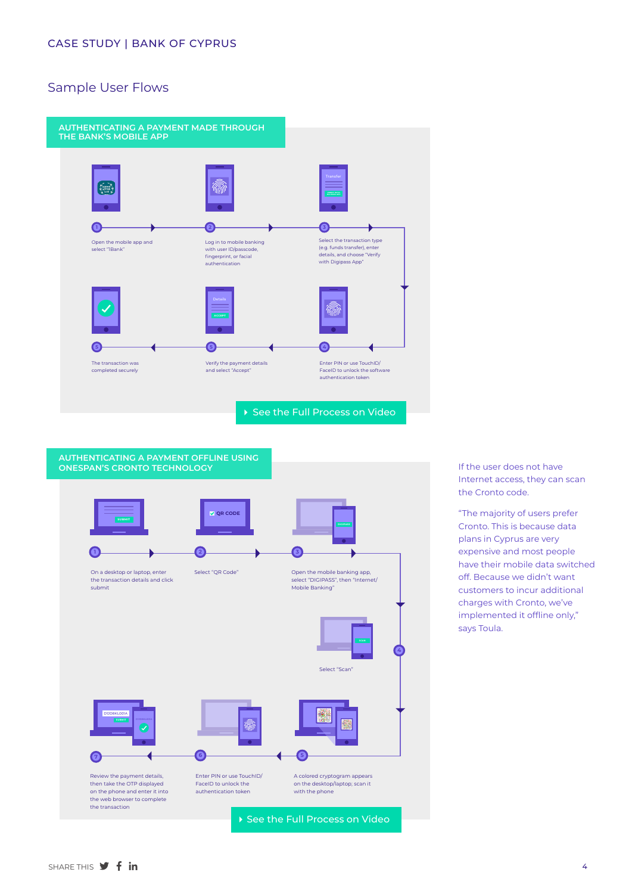## Sample User Flows

### AUTHENTICATING A PAYMENT MADE THROUGH THE BANK'S MOBILE APP

1. Open the mobile app and select "1Bank"
2. Log in to mobile banking with user ID/passcode, fingerprint, or facial authentication
3. Select the transaction type (e.g. funds transfer), enter details, and choose "Verify with Digipass App"
4. Enter PIN or use TouchID/FaceID to unlock the software authentication token
5. Verify the payment details and select "Accept"
6. The transaction was completed securely

See the Full Process on Video

### AUTHENTICATING A PAYMENT OFFLINE USING ONESPAN'S CRONTO TECHNOLOGY

1. On a desktop or laptop, enter the transaction details and click submit
2. Select "QR Code"
3. Open the mobile banking app, select "DIGIPASS", then "Internet/Mobile Banking"
4. Select "Scan"
5. A colored cryptogram appears on the desktop/laptop, scan it with the phone
6. Enter PIN or use TouchID/FaceID to unlock the authentication token
7. Review the payment details, then take the OTP displayed on the phone and enter it into the web browser to complete the transaction

See the Full Process on Video

If the user does not have Internet access, they can scan the Cronto code.

"The majority of users prefer Cronto. This is because data plans in Cyprus are very expensive and most people have their mobile data switched off. Because we didn't want customers to incur additional charges with Cronto, we've implemented it offline only," says Toula.

SHARE THIS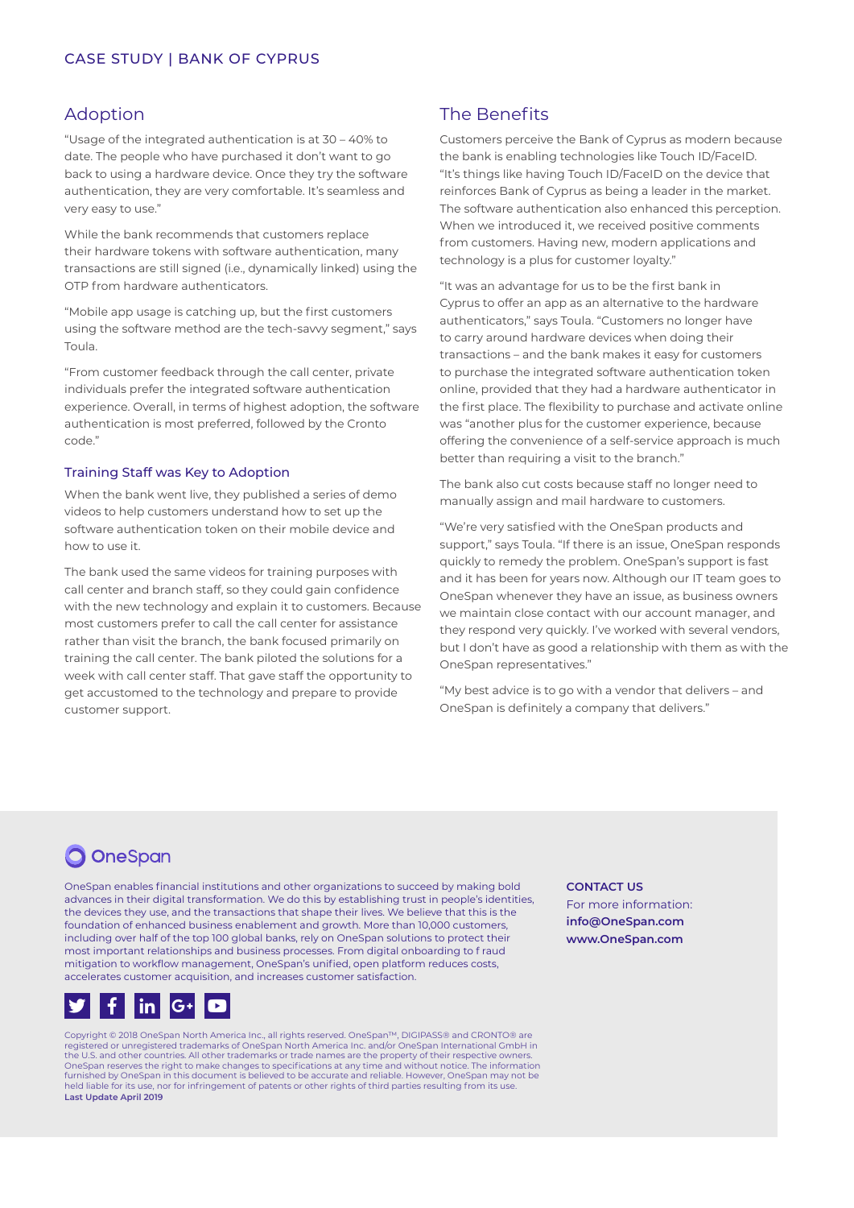## Adoption

"Usage of the integrated authentication is at 30 – 40% to date. The people who have purchased it don't want to go back to using a hardware device. Once they try the software authentication, they are very comfortable. It's seamless and very easy to use."

While the bank recommends that customers replace their hardware tokens with software authentication, many transactions are still signed (i.e., dynamically linked) using the OTP from hardware authenticators.

"Mobile app usage is catching up, but the first customers using the software method are the tech-savvy segment," says Toula.

"From customer feedback through the call center, private individuals prefer the integrated software authentication experience. Overall, in terms of highest adoption, the software authentication is most preferred, followed by the Cronto code."

### Training Staff was Key to Adoption

When the bank went live, they published a series of demo videos to help customers understand how to set up the software authentication token on their mobile device and how to use it.

The bank used the same videos for training purposes with call center and branch staff, so they could gain confidence with the new technology and explain it to customers. Because most customers prefer to call the call center for assistance rather than visit the branch, the bank focused primarily on training the call center. The bank piloted the solutions for a week with call center staff. That gave staff the opportunity to get accustomed to the technology and prepare to provide customer support.

## The Benefits

Customers perceive the Bank of Cyprus as modern because the bank is enabling technologies like Touch ID/FaceID. "It's things like having Touch ID/FaceID on the device that reinforces Bank of Cyprus as being a leader in the market. The software authentication also enhanced this perception. When we introduced it, we received positive comments from customers. Having new, modern applications and technology is a plus for customer loyalty."

"It was an advantage for us to be the first bank in Cyprus to offer an app as an alternative to the hardware authenticators," says Toula. "Customers no longer have to carry around hardware devices when doing their transactions – and the bank makes it easy for customers to purchase the integrated software authentication token online, provided that they had a hardware authenticator in the first place. The flexibility to purchase and activate online was "another plus for the customer experience, because offering the convenience of a self-service approach is much better than requiring a visit to the branch."

The bank also cut costs because staff no longer need to manually assign and mail hardware to customers.

"We're very satisfied with the OneSpan products and support," says Toula. "If there is an issue, OneSpan responds quickly to remedy the problem. OneSpan's support is fast and it has been for years now. Although our IT team goes to OneSpan whenever they have an issue, as business owners we maintain close contact with our account manager, and they respond very quickly. I've worked with several vendors, but I don't have as good a relationship with them as with the OneSpan representatives."

"My best advice is to go with a vendor that delivers – and OneSpan is definitely a company that delivers."

OneSpan

OneSpan enables financial institutions and other organizations to succeed by making bold advances in their digital transformation. We do this by establishing trust in people's identities, the devices they use, and the transactions that shape their lives. We believe that this is the foundation of enhanced business enablement and growth. More than 10,000 customers, including over half of the top 100 global banks, rely on OneSpan solutions to protect their most important relationships and business processes. From digital onboarding to f raud mitigation to workflow management, OneSpan's unified, open platform reduces costs, accelerates customer acquisition, and increases customer satisfaction.

**CONTACT US**
For more information:
**info@OneSpan.com**
**www.OneSpan.com**

Copyright © 2018 OneSpan North America Inc., all rights reserved. OneSpan™, DIGIPASS® and CRONTO® are registered or unregistered trademarks of OneSpan North America Inc. and/or OneSpan International GmbH in the U.S. and other countries. All other trademarks or trade names are the property of their respective owners. OneSpan reserves the right to make changes to specifications at any time and without notice. The information furnished by OneSpan in this document is believed to be accurate and reliable. However, OneSpan may not be held liable for its use, nor for infringement of patents or other rights of third parties resulting from its use.
**Last Update April 2019**